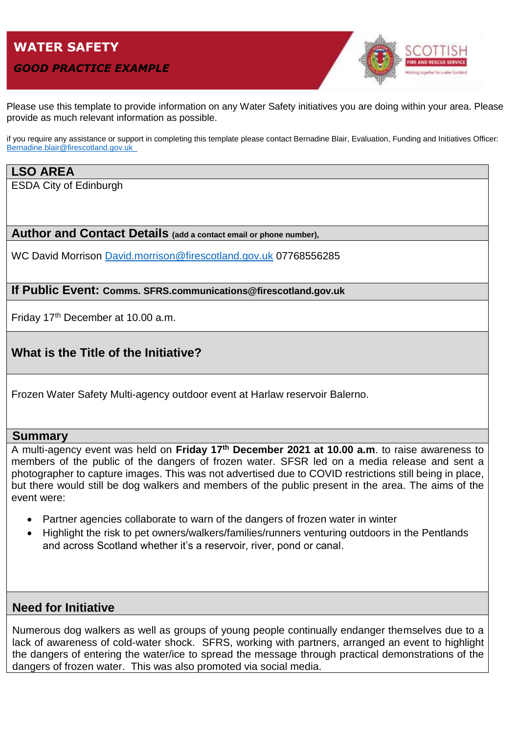# WATER SAFETY

## *GOOD PRACTICE EXAMPLE*

Please use this template to provide information on any Water Safety initiatives you are doing within your area. Please provide as much relevant information as possible.

if you require any assistance or support in completing this template please contact Bernadine Blair, Evaluation, Funding and Initiatives Officer: Bernadine.blair@firescotland.gov.uk

### LSO AREA

ESDA City of Edinburgh

### Author and Contact Details (add a contact email or phone number),

WC David Morrison David.morrison@firescotland.gov.uk 07768556285

### If Public Event: Comms. SFRS.communications@firescotland.gov.uk

Friday 17th December at 10.00 a.m.

### What is the Title of the Initiative?

Frozen Water Safety Multi-agency outdoor event at Harlaw reservoir Balerno.

### Summary

A multi-agency event was held on **Friday 17th December 2021 at 10.00 a.m**. to raise awareness to members of the public of the dangers of frozen water. SFSR led on a media release and sent a photographer to capture images. This was not advertised due to COVID restrictions still being in place, but there would still be dog walkers and members of the public present in the area. The aims of the event were:

- Partner agencies collaborate to warn of the dangers of frozen water in winter
- Highlight the risk to pet owners/walkers/families/runners venturing outdoors in the Pentlands and across Scotland whether it's a reservoir, river, pond or canal.

### Need for Initiative

Numerous dog walkers as well as groups of young people continually endanger themselves due to a lack of awareness of cold-water shock. SFRS, working with partners, arranged an event to highlight the dangers of entering the water/ice to spread the message through practical demonstrations of the dangers of frozen water. This was also promoted via social media.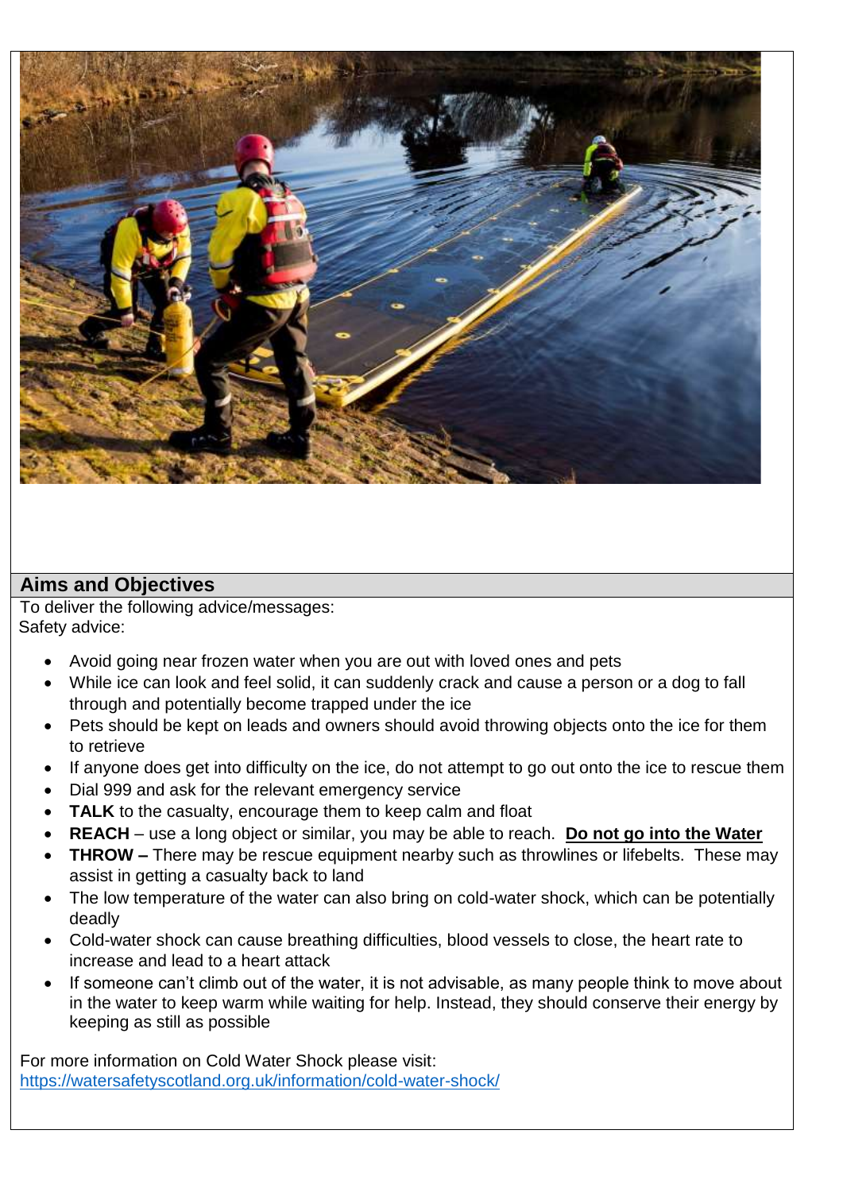## Aims and Objectives

To deliver the following advice/messages:

Safety advice:

- Avoid going near frozen water when you are out with loved ones and pets
- While ice can look and feel solid, it can suddenly crack and cause a person or a dog to fall through and potentially become trapped under the ice
- Pets should be kept on leads and owners should avoid throwing objects onto the ice for them to retrieve
- If anyone does get into difficulty on the ice, do not attempt to go out onto the ice to rescue them
- Dial 999 and ask for the relevant emergency service
- **TALK** to the casualty, encourage them to keep calm and float
- **REACH** – use a long object or similar, you may be able to reach. **Do not go into the Water**
- **THROW –** There may be rescue equipment nearby such as throwlines or lifebelts. These may assist in getting a casualty back to land
- The low temperature of the water can also bring on cold-water shock, which can be potentially deadly
- Cold-water shock can cause breathing difficulties, blood vessels to close, the heart rate to increase and lead to a heart attack
- If someone can't climb out of the water, it is not advisable, as many people think to move about in the water to keep warm while waiting for help. Instead, they should conserve their energy by keeping as still as possible

For more information on Cold Water Shock please visit:
https://watersafetyscotland.org.uk/information/cold-water-shock/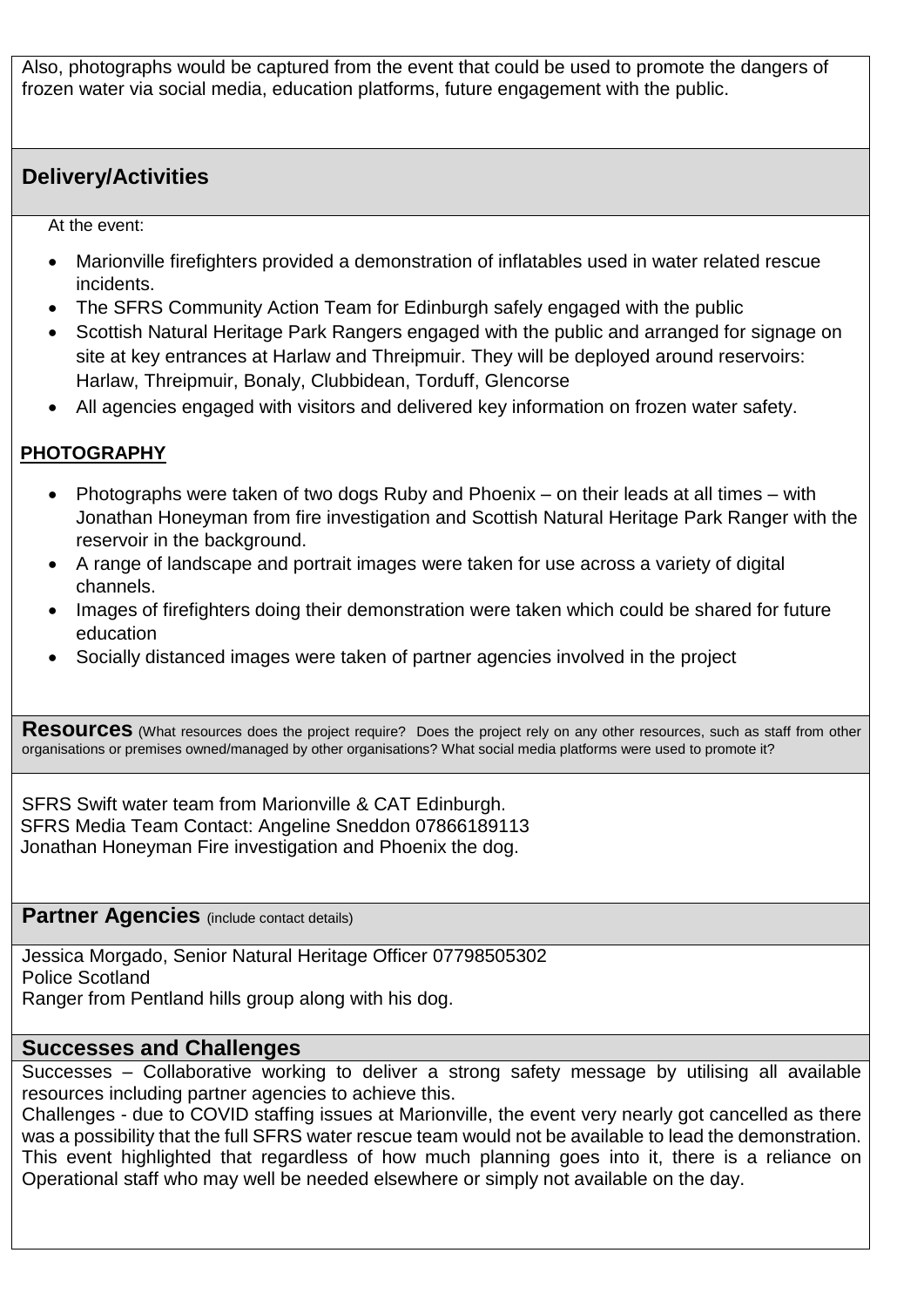Also, photographs would be captured from the event that could be used to promote the dangers of frozen water via social media, education platforms, future engagement with the public.

## Delivery/Activities

At the event:

- Marionville firefighters provided a demonstration of inflatables used in water related rescue incidents.
- The SFRS Community Action Team for Edinburgh safely engaged with the public
- Scottish Natural Heritage Park Rangers engaged with the public and arranged for signage on site at key entrances at Harlaw and Threipmuir. They will be deployed around reservoirs: Harlaw, Threipmuir, Bonaly, Clubbidean, Torduff, Glencorse
- All agencies engaged with visitors and delivered key information on frozen water safety.

**PHOTOGRAPHY**

- Photographs were taken of two dogs Ruby and Phoenix – on their leads at all times – with Jonathan Honeyman from fire investigation and Scottish Natural Heritage Park Ranger with the reservoir in the background.
- A range of landscape and portrait images were taken for use across a variety of digital channels.
- Images of firefighters doing their demonstration were taken which could be shared for future education
- Socially distanced images were taken of partner agencies involved in the project

## Resources

(What resources does the project require? Does the project rely on any other resources, such as staff from other organisations or premises owned/managed by other organisations? What social media platforms were used to promote it?

SFRS Swift water team from Marionville & CAT Edinburgh.
SFRS Media Team Contact: Angeline Sneddon 07866189113
Jonathan Honeyman Fire investigation and Phoenix the dog.

## Partner Agencies

(include contact details)

Jessica Morgado, Senior Natural Heritage Officer 07798505302
Police Scotland
Ranger from Pentland hills group along with his dog.

## Successes and Challenges

Successes – Collaborative working to deliver a strong safety message by utilising all available resources including partner agencies to achieve this.

Challenges - due to COVID staffing issues at Marionville, the event very nearly got cancelled as there was a possibility that the full SFRS water rescue team would not be available to lead the demonstration. This event highlighted that regardless of how much planning goes into it, there is a reliance on Operational staff who may well be needed elsewhere or simply not available on the day.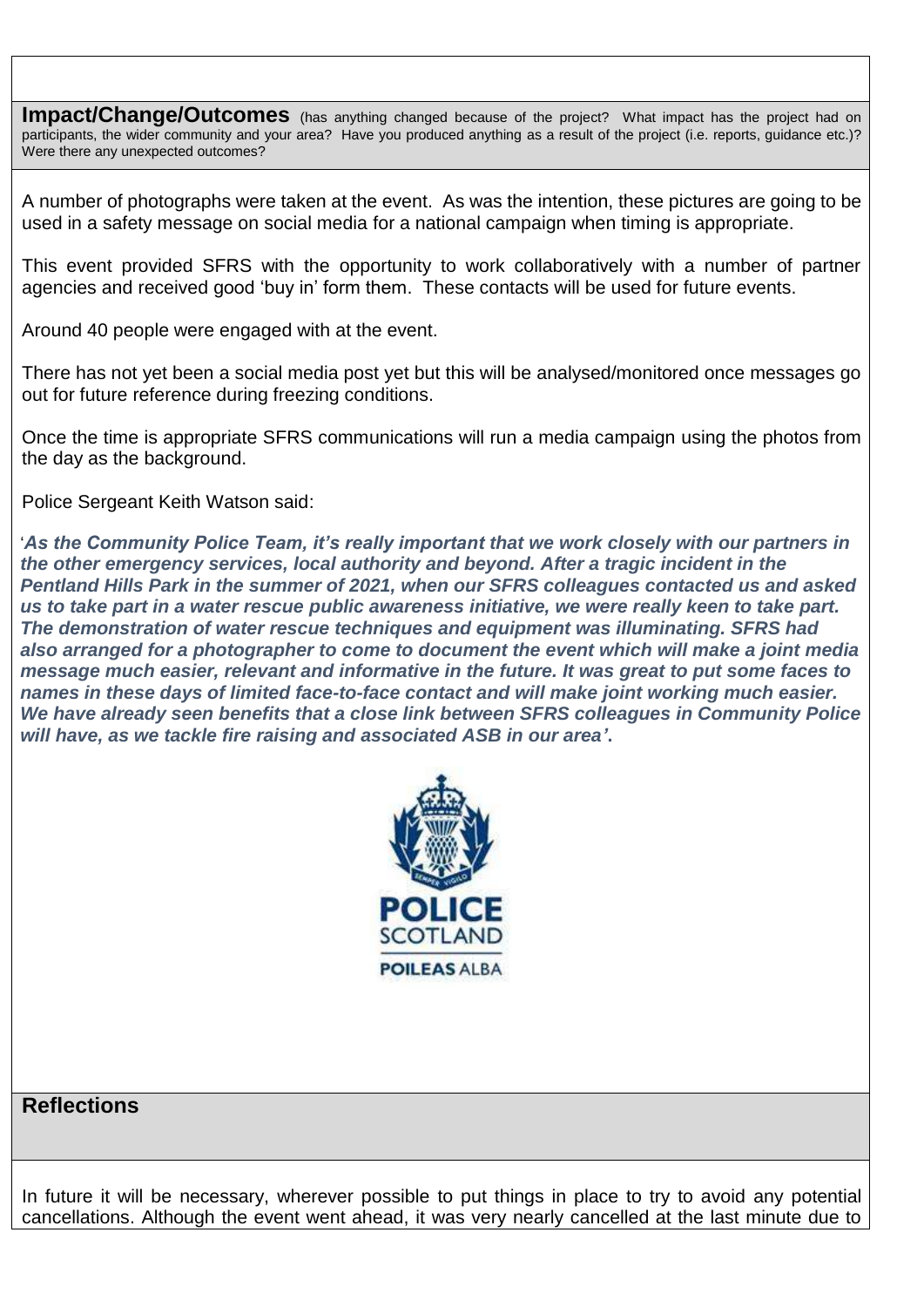**Impact/Change/Outcomes** (has anything changed because of the project? What impact has the project had on participants, the wider community and your area? Have you produced anything as a result of the project (i.e. reports, guidance etc.)? Were there any unexpected outcomes?

A number of photographs were taken at the event. As was the intention, these pictures are going to be used in a safety message on social media for a national campaign when timing is appropriate.

This event provided SFRS with the opportunity to work collaboratively with a number of partner agencies and received good 'buy in' form them. These contacts will be used for future events.

Around 40 people were engaged with at the event.

There has not yet been a social media post yet but this will be analysed/monitored once messages go out for future reference during freezing conditions.

Once the time is appropriate SFRS communications will run a media campaign using the photos from the day as the background.

Police Sergeant Keith Watson said:

'***As the Community Police Team, it's really important that we work closely with our partners in the other emergency services, local authority and beyond. After a tragic incident in the Pentland Hills Park in the summer of 2021, when our SFRS colleagues contacted us and asked us to take part in a water rescue public awareness initiative, we were really keen to take part. The demonstration of water rescue techniques and equipment was illuminating. SFRS had also arranged for a photographer to come to document the event which will make a joint media message much easier, relevant and informative in the future. It was great to put some faces to names in these days of limited face-to-face contact and will make joint working much easier. We have already seen benefits that a close link between SFRS colleagues in Community Police will have, as we tackle fire raising and associated ASB in our area'***.

POLICE SCOTLAND
POILEAS ALBA

**Reflections**

In future it will be necessary, wherever possible to put things in place to try to avoid any potential cancellations. Although the event went ahead, it was very nearly cancelled at the last minute due to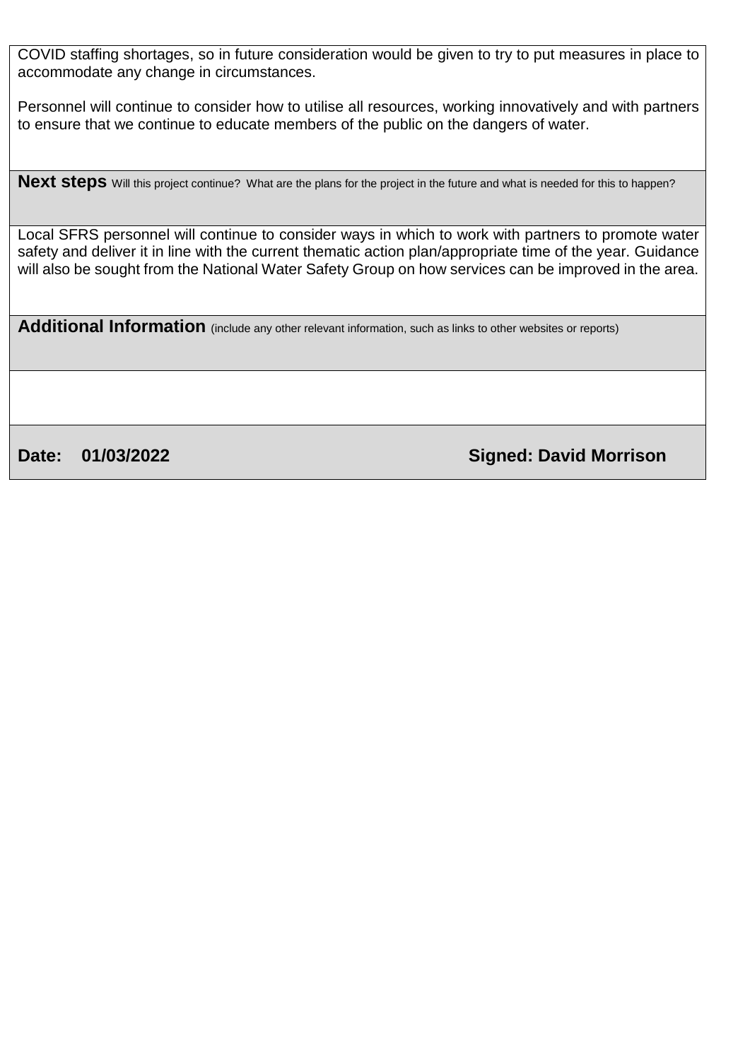COVID staffing shortages, so in future consideration would be given to try to put measures in place to accommodate any change in circumstances.

Personnel will continue to consider how to utilise all resources, working innovatively and with partners to ensure that we continue to educate members of the public on the dangers of water.

**Next steps** Will this project continue? What are the plans for the project in the future and what is needed for this to happen?

Local SFRS personnel will continue to consider ways in which to work with partners to promote water safety and deliver it in line with the current thematic action plan/appropriate time of the year. Guidance will also be sought from the National Water Safety Group on how services can be improved in the area.

**Additional Information** (include any other relevant information, such as links to other websites or reports)

**Date: 01/03/2022** **Signed: David Morrison**